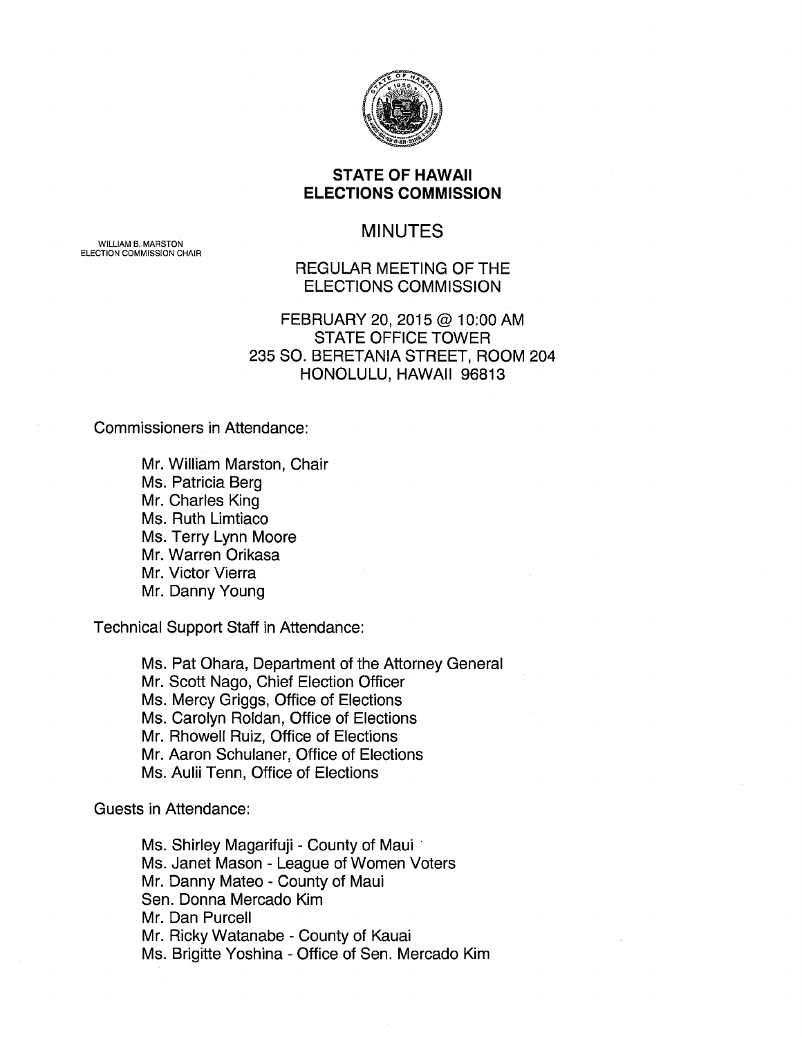WILLIAM B. MARSTON
ELECTION COMMISSION CHAIR

# STATE OF HAWAII
# ELECTIONS COMMISSION

## MINUTES

REGULAR MEETING OF THE
ELECTIONS COMMISSION

FEBRUARY 20, 2015 @ 10:00 AM
STATE OFFICE TOWER
235 SO. BERETANIA STREET, ROOM 204
HONOLULU, HAWAII 96813

Commissioners in Attendance:

- Mr. William Marston, Chair
- Ms. Patricia Berg
- Mr. Charles King
- Ms. Ruth Limtiaco
- Ms. Terry Lynn Moore
- Mr. Warren Orikasa
- Mr. Victor Vierra
- Mr. Danny Young

Technical Support Staff in Attendance:

- Ms. Pat Ohara, Department of the Attorney General
- Mr. Scott Nago, Chief Election Officer
- Ms. Mercy Griggs, Office of Elections
- Ms. Carolyn Roldan, Office of Elections
- Mr. Rhowell Ruiz, Office of Elections
- Mr. Aaron Schulaner, Office of Elections
- Ms. Aulii Tenn, Office of Elections

Guests in Attendance:

- Ms. Shirley Magarifuji - County of Maui
- Ms. Janet Mason - League of Women Voters
- Mr. Danny Mateo - County of Maui
- Sen. Donna Mercado Kim
- Mr. Dan Purcell
- Mr. Ricky Watanabe - County of Kauai
- Ms. Brigitte Yoshina - Office of Sen. Mercado Kim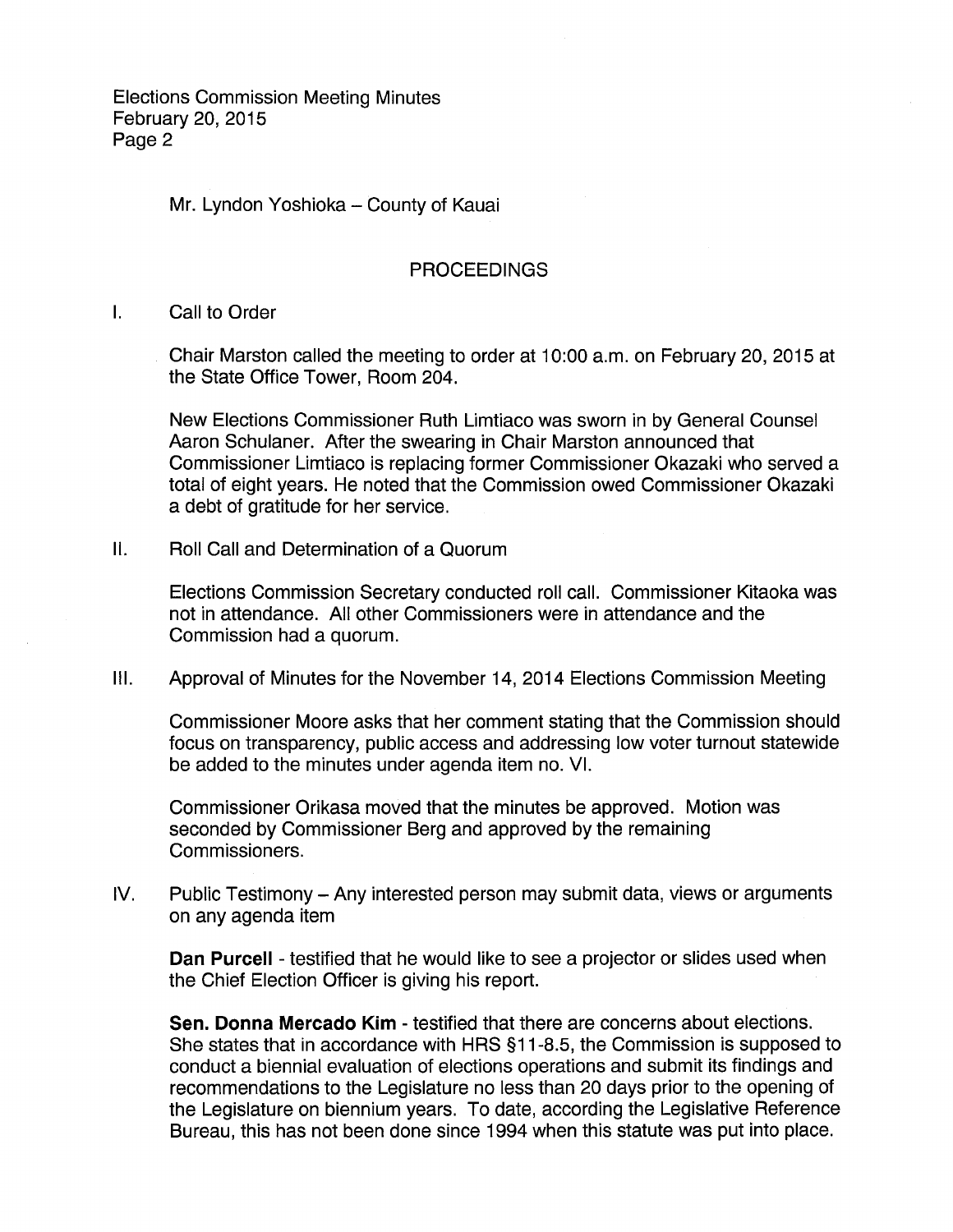Mr. Lyndon Yoshioka – County of Kauai

## PROCEEDINGS

I. Call to Order

Chair Marston called the meeting to order at 10:00 a.m. on February 20, 2015 at the State Office Tower, Room 204.

New Elections Commissioner Ruth Limtiaco was sworn in by General Counsel Aaron Schulaner. After the swearing in Chair Marston announced that Commissioner Limtiaco is replacing former Commissioner Okazaki who served a total of eight years. He noted that the Commission owed Commissioner Okazaki a debt of gratitude for her service.

II. Roll Call and Determination of a Quorum

Elections Commission Secretary conducted roll call. Commissioner Kitaoka was not in attendance. All other Commissioners were in attendance and the Commission had a quorum.

III. Approval of Minutes for the November 14, 2014 Elections Commission Meeting

Commissioner Moore asks that her comment stating that the Commission should focus on transparency, public access and addressing low voter turnout statewide be added to the minutes under agenda item no. VI.

Commissioner Orikasa moved that the minutes be approved. Motion was seconded by Commissioner Berg and approved by the remaining Commissioners.

IV. Public Testimony – Any interested person may submit data, views or arguments on any agenda item

**Dan Purcell** - testified that he would like to see a projector or slides used when the Chief Election Officer is giving his report.

**Sen. Donna Mercado Kim** - testified that there are concerns about elections. She states that in accordance with HRS §11-8.5, the Commission is supposed to conduct a biennial evaluation of elections operations and submit its findings and recommendations to the Legislature no less than 20 days prior to the opening of the Legislature on biennium years. To date, according the Legislative Reference Bureau, this has not been done since 1994 when this statute was put into place.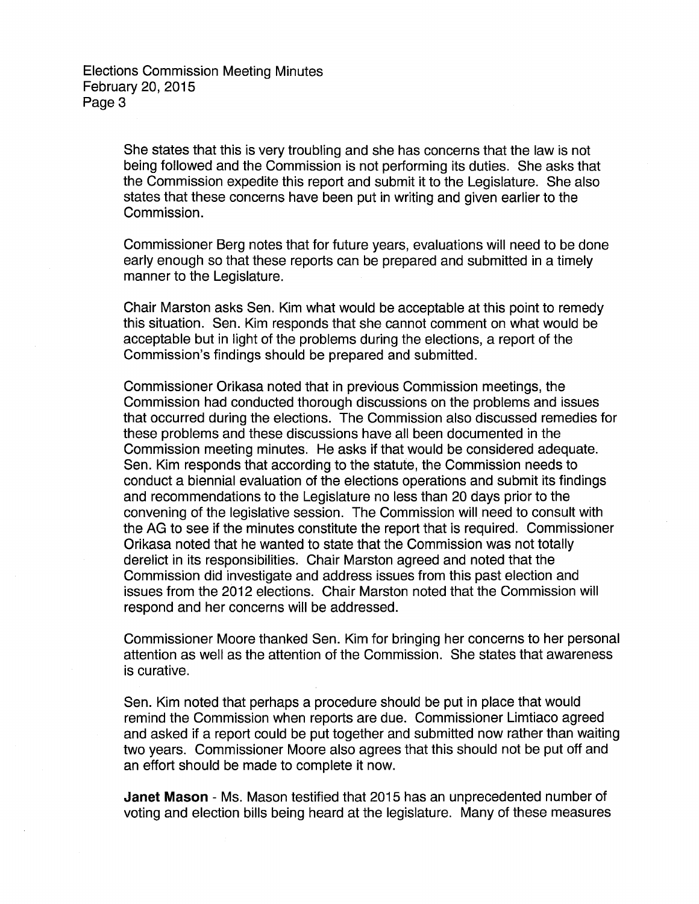She states that this is very troubling and she has concerns that the law is not being followed and the Commission is not performing its duties. She asks that the Commission expedite this report and submit it to the Legislature. She also states that these concerns have been put in writing and given earlier to the Commission.

Commissioner Berg notes that for future years, evaluations will need to be done early enough so that these reports can be prepared and submitted in a timely manner to the Legislature.

Chair Marston asks Sen. Kim what would be acceptable at this point to remedy this situation. Sen. Kim responds that she cannot comment on what would be acceptable but in light of the problems during the elections, a report of the Commission's findings should be prepared and submitted.

Commissioner Orikasa noted that in previous Commission meetings, the Commission had conducted thorough discussions on the problems and issues that occurred during the elections. The Commission also discussed remedies for these problems and these discussions have all been documented in the Commission meeting minutes. He asks if that would be considered adequate. Sen. Kim responds that according to the statute, the Commission needs to conduct a biennial evaluation of the elections operations and submit its findings and recommendations to the Legislature no less than 20 days prior to the convening of the legislative session. The Commission will need to consult with the AG to see if the minutes constitute the report that is required. Commissioner Orikasa noted that he wanted to state that the Commission was not totally derelict in its responsibilities. Chair Marston agreed and noted that the Commission did investigate and address issues from this past election and issues from the 2012 elections. Chair Marston noted that the Commission will respond and her concerns will be addressed.

Commissioner Moore thanked Sen. Kim for bringing her concerns to her personal attention as well as the attention of the Commission. She states that awareness is curative.

Sen. Kim noted that perhaps a procedure should be put in place that would remind the Commission when reports are due. Commissioner Limtiaco agreed and asked if a report could be put together and submitted now rather than waiting two years. Commissioner Moore also agrees that this should not be put off and an effort should be made to complete it now.

**Janet Mason** - Ms. Mason testified that 2015 has an unprecedented number of voting and election bills being heard at the legislature. Many of these measures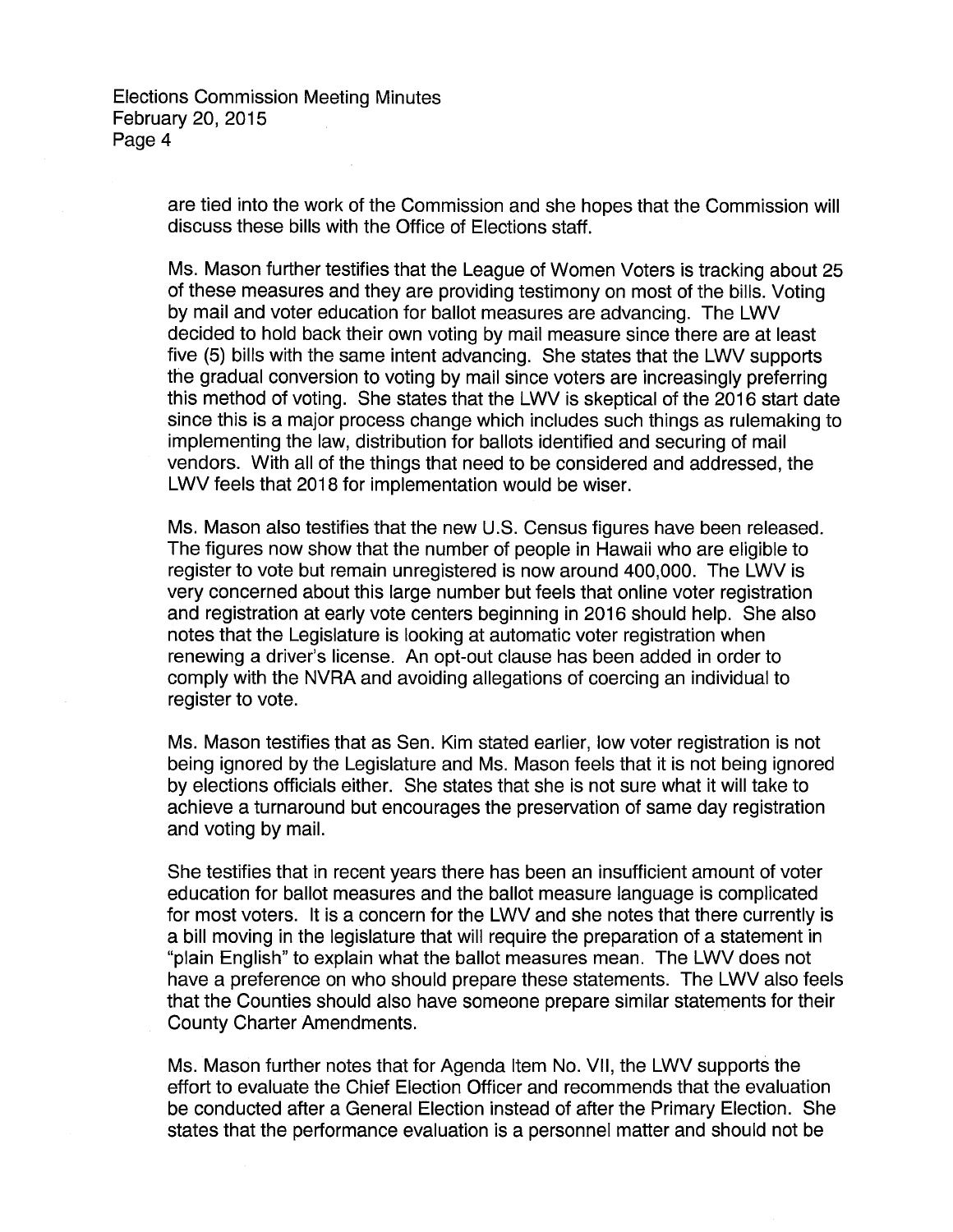are tied into the work of the Commission and she hopes that the Commission will discuss these bills with the Office of Elections staff.

Ms. Mason further testifies that the League of Women Voters is tracking about 25 of these measures and they are providing testimony on most of the bills. Voting by mail and voter education for ballot measures are advancing. The LWV decided to hold back their own voting by mail measure since there are at least five (5) bills with the same intent advancing. She states that the LWV supports the gradual conversion to voting by mail since voters are increasingly preferring this method of voting. She states that the LWV is skeptical of the 2016 start date since this is a major process change which includes such things as rulemaking to implementing the law, distribution for ballots identified and securing of mail vendors. With all of the things that need to be considered and addressed, the LWV feels that 2018 for implementation would be wiser.

Ms. Mason also testifies that the new U.S. Census figures have been released. The figures now show that the number of people in Hawaii who are eligible to register to vote but remain unregistered is now around 400,000. The LWV is very concerned about this large number but feels that online voter registration and registration at early vote centers beginning in 2016 should help. She also notes that the Legislature is looking at automatic voter registration when renewing a driver's license. An opt-out clause has been added in order to comply with the NVRA and avoiding allegations of coercing an individual to register to vote.

Ms. Mason testifies that as Sen. Kim stated earlier, low voter registration is not being ignored by the Legislature and Ms. Mason feels that it is not being ignored by elections officials either. She states that she is not sure what it will take to achieve a turnaround but encourages the preservation of same day registration and voting by mail.

She testifies that in recent years there has been an insufficient amount of voter education for ballot measures and the ballot measure language is complicated for most voters. It is a concern for the LWV and she notes that there currently is a bill moving in the legislature that will require the preparation of a statement in "plain English" to explain what the ballot measures mean. The LWV does not have a preference on who should prepare these statements. The LWV also feels that the Counties should also have someone prepare similar statements for their County Charter Amendments.

Ms. Mason further notes that for Agenda Item No. VII, the LWV supports the effort to evaluate the Chief Election Officer and recommends that the evaluation be conducted after a General Election instead of after the Primary Election. She states that the performance evaluation is a personnel matter and should not be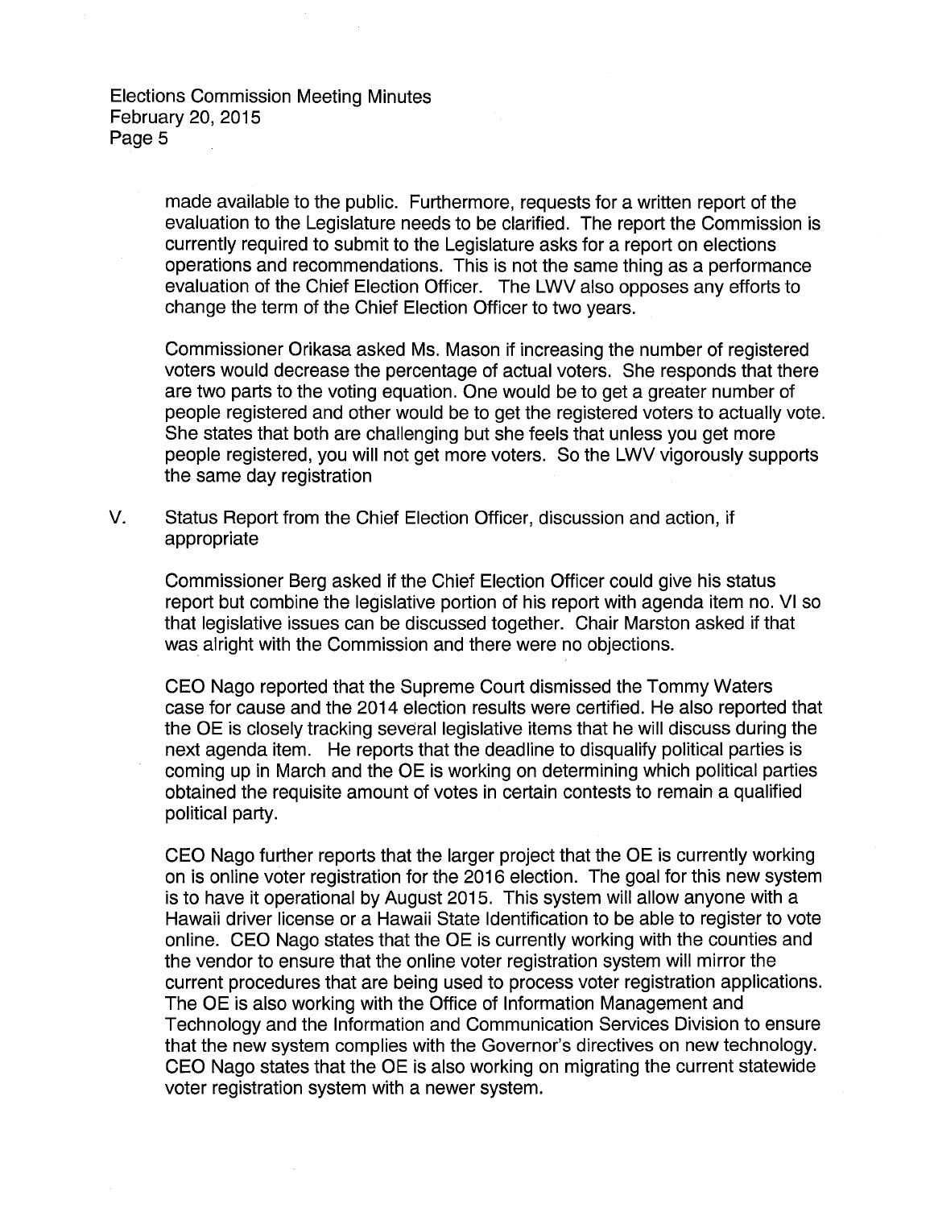made available to the public. Furthermore, requests for a written report of the evaluation to the Legislature needs to be clarified. The report the Commission is currently required to submit to the Legislature asks for a report on elections operations and recommendations. This is not the same thing as a performance evaluation of the Chief Election Officer. The LWV also opposes any efforts to change the term of the Chief Election Officer to two years.

Commissioner Orikasa asked Ms. Mason if increasing the number of registered voters would decrease the percentage of actual voters. She responds that there are two parts to the voting equation. One would be to get a greater number of people registered and other would be to get the registered voters to actually vote. She states that both are challenging but she feels that unless you get more people registered, you will not get more voters. So the LWV vigorously supports the same day registration

V. Status Report from the Chief Election Officer, discussion and action, if appropriate

Commissioner Berg asked if the Chief Election Officer could give his status report but combine the legislative portion of his report with agenda item no. VI so that legislative issues can be discussed together. Chair Marston asked if that was alright with the Commission and there were no objections.

CEO Nago reported that the Supreme Court dismissed the Tommy Waters case for cause and the 2014 election results were certified. He also reported that the OE is closely tracking several legislative items that he will discuss during the next agenda item. He reports that the deadline to disqualify political parties is coming up in March and the OE is working on determining which political parties obtained the requisite amount of votes in certain contests to remain a qualified political party.

CEO Nago further reports that the larger project that the OE is currently working on is online voter registration for the 2016 election. The goal for this new system is to have it operational by August 2015. This system will allow anyone with a Hawaii driver license or a Hawaii State Identification to be able to register to vote online. CEO Nago states that the OE is currently working with the counties and the vendor to ensure that the online voter registration system will mirror the current procedures that are being used to process voter registration applications. The OE is also working with the Office of Information Management and Technology and the Information and Communication Services Division to ensure that the new system complies with the Governor's directives on new technology. CEO Nago states that the OE is also working on migrating the current statewide voter registration system with a newer system.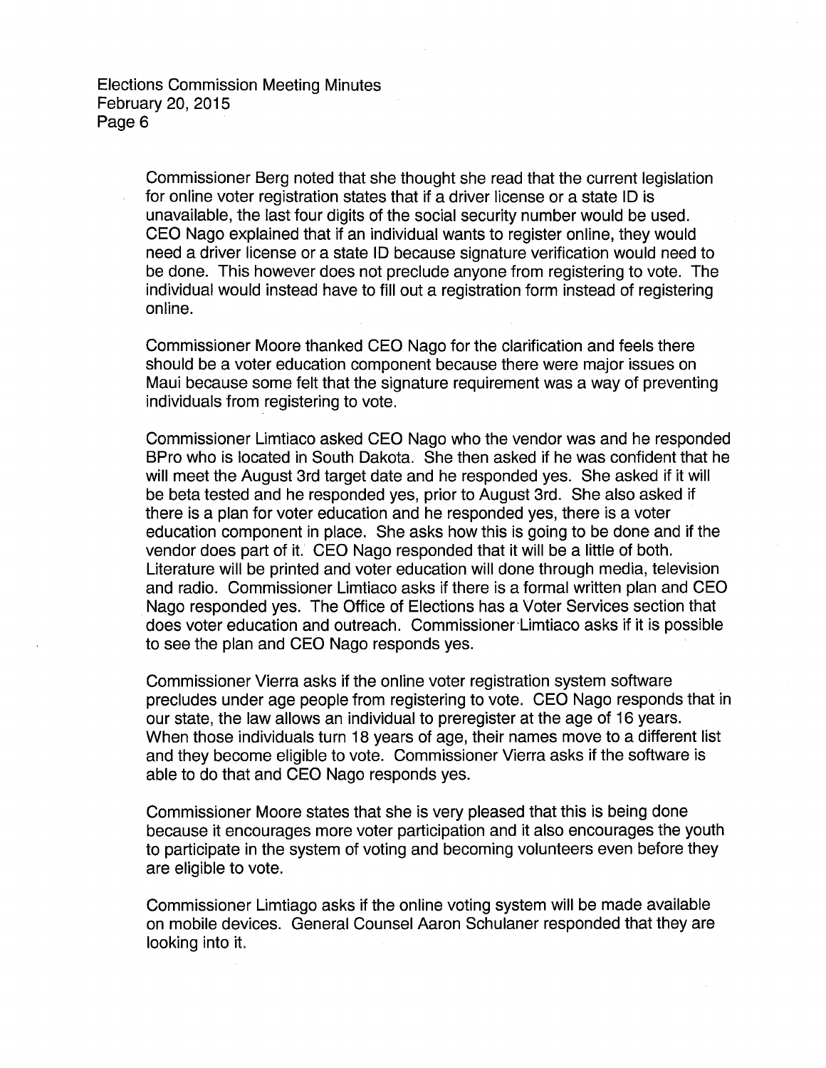Commissioner Berg noted that she thought she read that the current legislation for online voter registration states that if a driver license or a state ID is unavailable, the last four digits of the social security number would be used. CEO Nago explained that if an individual wants to register online, they would need a driver license or a state ID because signature verification would need to be done. This however does not preclude anyone from registering to vote. The individual would instead have to fill out a registration form instead of registering online.

Commissioner Moore thanked CEO Nago for the clarification and feels there should be a voter education component because there were major issues on Maui because some felt that the signature requirement was a way of preventing individuals from registering to vote.

Commissioner Limtiaco asked CEO Nago who the vendor was and he responded BPro who is located in South Dakota. She then asked if he was confident that he will meet the August 3rd target date and he responded yes. She asked if it will be beta tested and he responded yes, prior to August 3rd. She also asked if there is a plan for voter education and he responded yes, there is a voter education component in place. She asks how this is going to be done and if the vendor does part of it. CEO Nago responded that it will be a little of both. Literature will be printed and voter education will done through media, television and radio. Commissioner Limtiaco asks if there is a formal written plan and CEO Nago responded yes. The Office of Elections has a Voter Services section that does voter education and outreach. Commissioner Limtiaco asks if it is possible to see the plan and CEO Nago responds yes.

Commissioner Vierra asks if the online voter registration system software precludes under age people from registering to vote. CEO Nago responds that in our state, the law allows an individual to preregister at the age of 16 years. When those individuals turn 18 years of age, their names move to a different list and they become eligible to vote. Commissioner Vierra asks if the software is able to do that and CEO Nago responds yes.

Commissioner Moore states that she is very pleased that this is being done because it encourages more voter participation and it also encourages the youth to participate in the system of voting and becoming volunteers even before they are eligible to vote.

Commissioner Limtiago asks if the online voting system will be made available on mobile devices. General Counsel Aaron Schulaner responded that they are looking into it.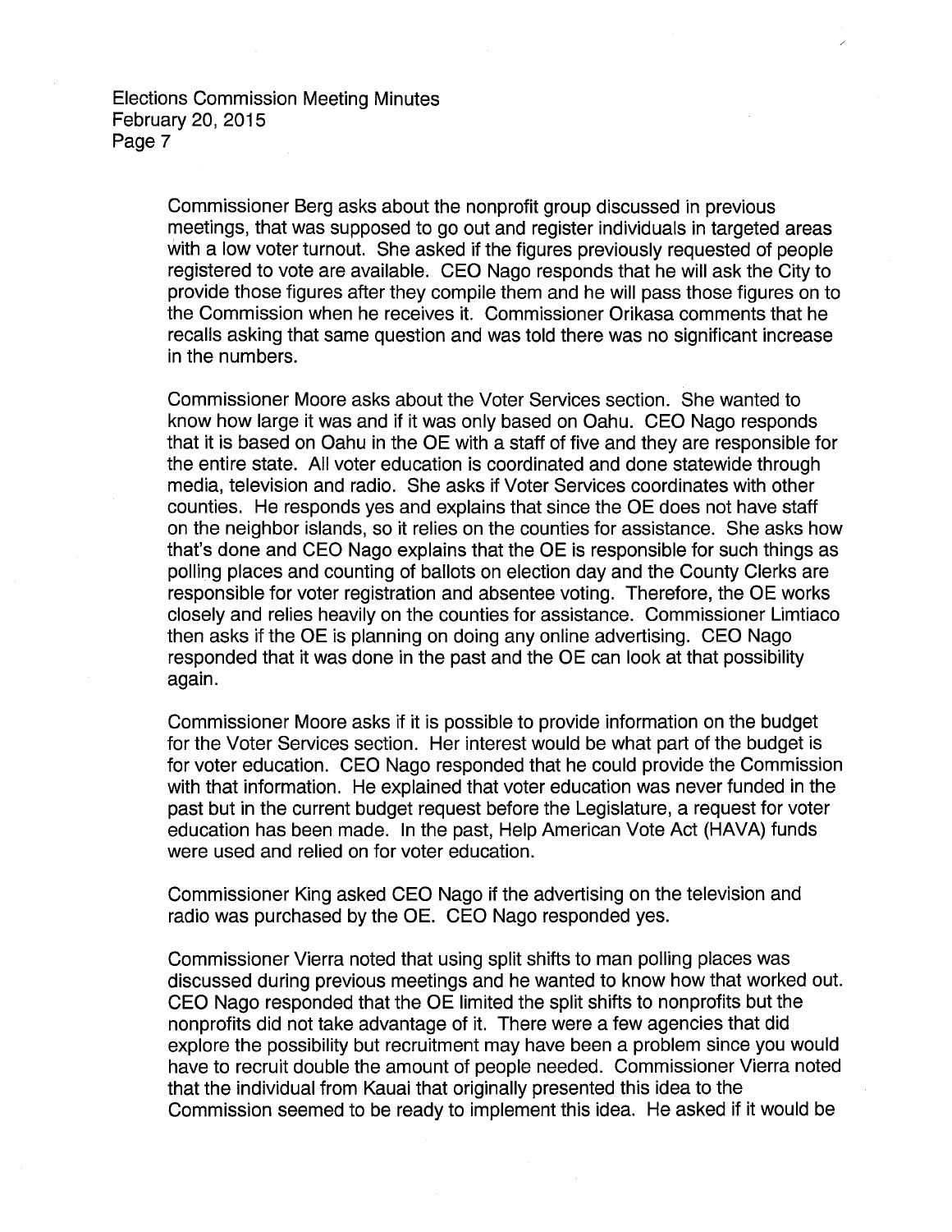Commissioner Berg asks about the nonprofit group discussed in previous meetings, that was supposed to go out and register individuals in targeted areas with a low voter turnout. She asked if the figures previously requested of people registered to vote are available. CEO Nago responds that he will ask the City to provide those figures after they compile them and he will pass those figures on to the Commission when he receives it. Commissioner Orikasa comments that he recalls asking that same question and was told there was no significant increase in the numbers.

Commissioner Moore asks about the Voter Services section. She wanted to know how large it was and if it was only based on Oahu. CEO Nago responds that it is based on Oahu in the OE with a staff of five and they are responsible for the entire state. All voter education is coordinated and done statewide through media, television and radio. She asks if Voter Services coordinates with other counties. He responds yes and explains that since the OE does not have staff on the neighbor islands, so it relies on the counties for assistance. She asks how that's done and CEO Nago explains that the OE is responsible for such things as polling places and counting of ballots on election day and the County Clerks are responsible for voter registration and absentee voting. Therefore, the OE works closely and relies heavily on the counties for assistance. Commissioner Limtiaco then asks if the OE is planning on doing any online advertising. CEO Nago responded that it was done in the past and the OE can look at that possibility again.

Commissioner Moore asks if it is possible to provide information on the budget for the Voter Services section. Her interest would be what part of the budget is for voter education. CEO Nago responded that he could provide the Commission with that information. He explained that voter education was never funded in the past but in the current budget request before the Legislature, a request for voter education has been made. In the past, Help American Vote Act (HAVA) funds were used and relied on for voter education.

Commissioner King asked CEO Nago if the advertising on the television and radio was purchased by the OE. CEO Nago responded yes.

Commissioner Vierra noted that using split shifts to man polling places was discussed during previous meetings and he wanted to know how that worked out. CEO Nago responded that the OE limited the split shifts to nonprofits but the nonprofits did not take advantage of it. There were a few agencies that did explore the possibility but recruitment may have been a problem since you would have to recruit double the amount of people needed. Commissioner Vierra noted that the individual from Kauai that originally presented this idea to the Commission seemed to be ready to implement this idea. He asked if it would be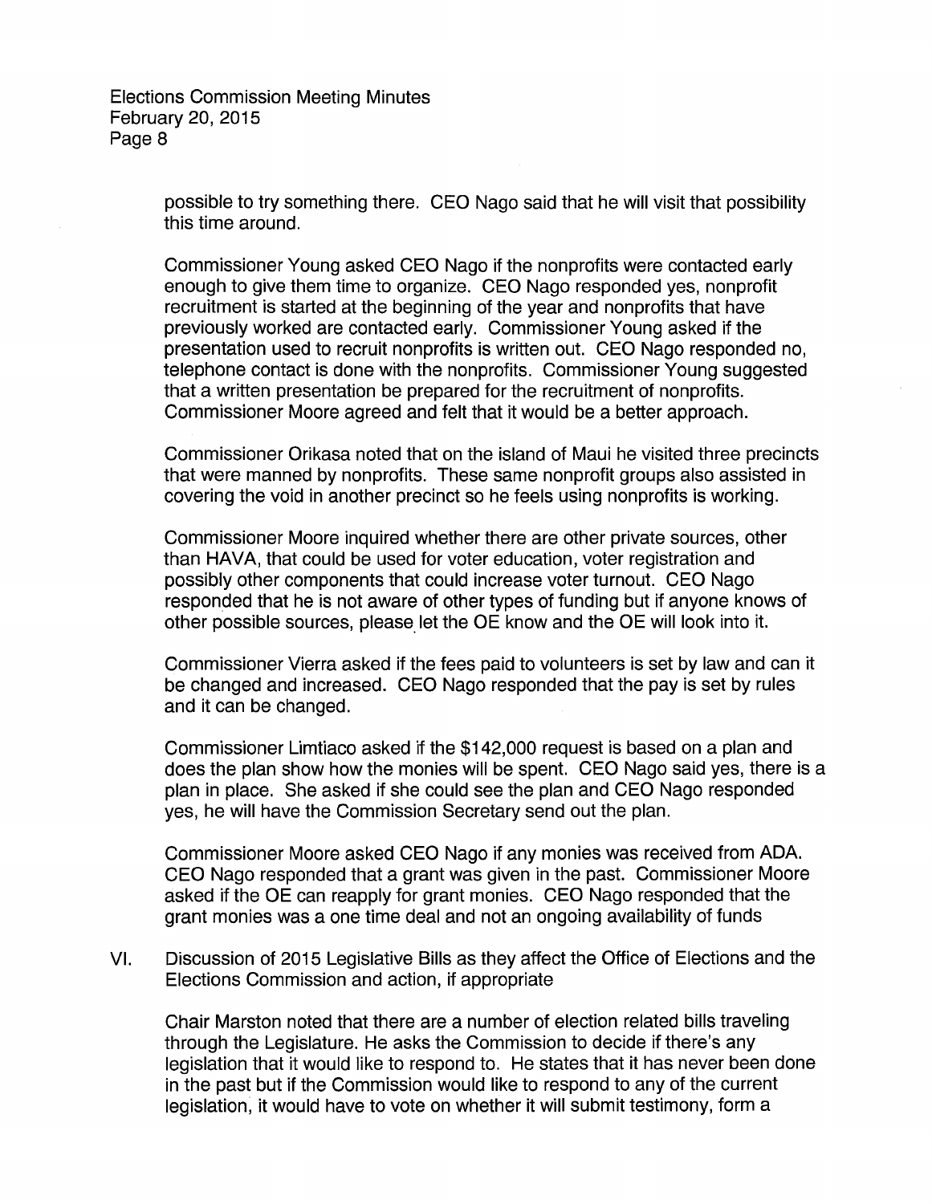possible to try something there. CEO Nago said that he will visit that possibility this time around.

Commissioner Young asked CEO Nago if the nonprofits were contacted early enough to give them time to organize. CEO Nago responded yes, nonprofit recruitment is started at the beginning of the year and nonprofits that have previously worked are contacted early. Commissioner Young asked if the presentation used to recruit nonprofits is written out. CEO Nago responded no, telephone contact is done with the nonprofits. Commissioner Young suggested that a written presentation be prepared for the recruitment of nonprofits. Commissioner Moore agreed and felt that it would be a better approach.

Commissioner Orikasa noted that on the island of Maui he visited three precincts that were manned by nonprofits. These same nonprofit groups also assisted in covering the void in another precinct so he feels using nonprofits is working.

Commissioner Moore inquired whether there are other private sources, other than HAVA, that could be used for voter education, voter registration and possibly other components that could increase voter turnout. CEO Nago responded that he is not aware of other types of funding but if anyone knows of other possible sources, please let the OE know and the OE will look into it.

Commissioner Vierra asked if the fees paid to volunteers is set by law and can it be changed and increased. CEO Nago responded that the pay is set by rules and it can be changed.

Commissioner Limtiaco asked if the $142,000 request is based on a plan and does the plan show how the monies will be spent. CEO Nago said yes, there is a plan in place. She asked if she could see the plan and CEO Nago responded yes, he will have the Commission Secretary send out the plan.

Commissioner Moore asked CEO Nago if any monies was received from ADA. CEO Nago responded that a grant was given in the past. Commissioner Moore asked if the OE can reapply for grant monies. CEO Nago responded that the grant monies was a one time deal and not an ongoing availability of funds

VI. Discussion of 2015 Legislative Bills as they affect the Office of Elections and the Elections Commission and action, if appropriate

Chair Marston noted that there are a number of election related bills traveling through the Legislature. He asks the Commission to decide if there's any legislation that it would like to respond to. He states that it has never been done in the past but if the Commission would like to respond to any of the current legislation, it would have to vote on whether it will submit testimony, form a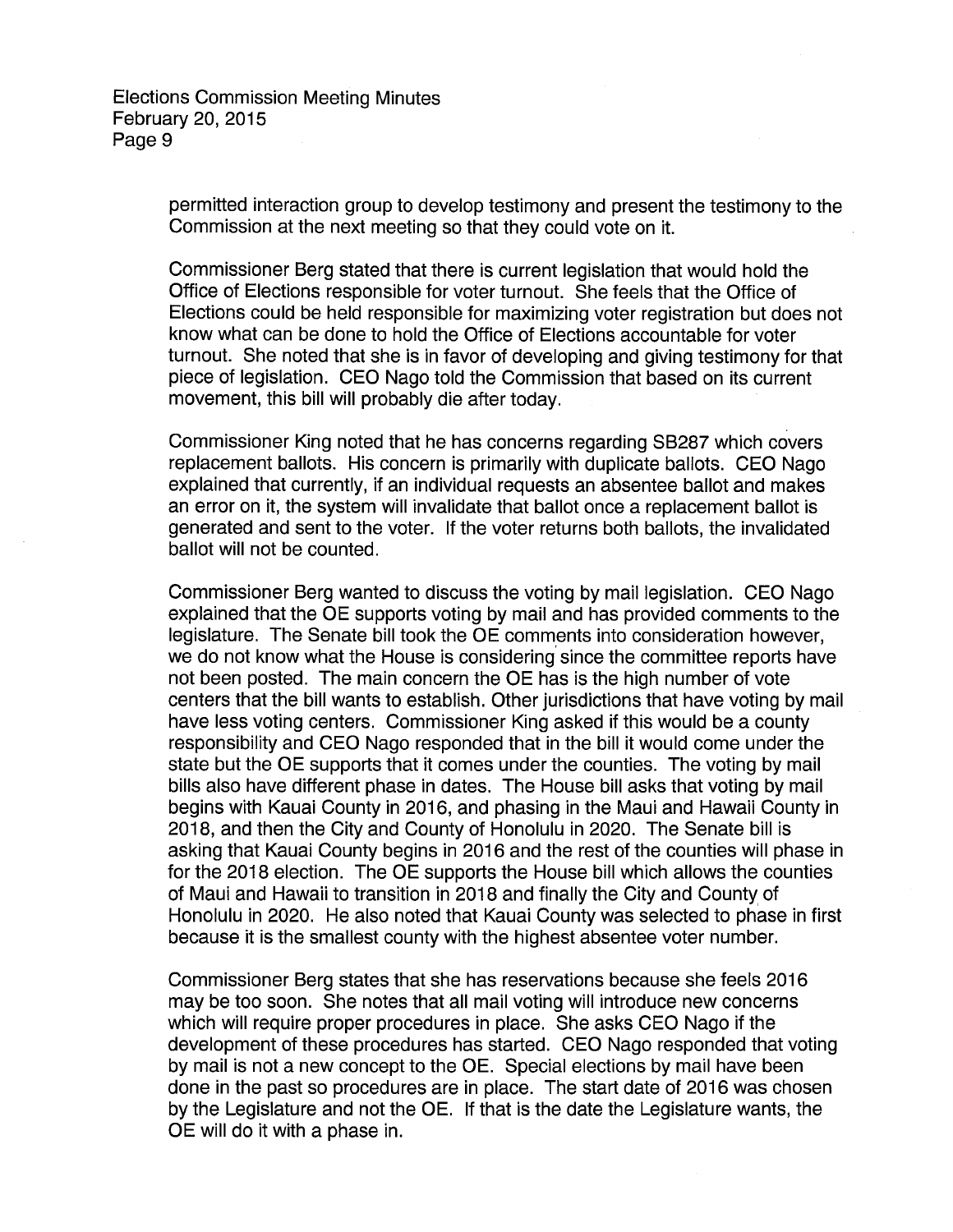permitted interaction group to develop testimony and present the testimony to the Commission at the next meeting so that they could vote on it.

Commissioner Berg stated that there is current legislation that would hold the Office of Elections responsible for voter turnout. She feels that the Office of Elections could be held responsible for maximizing voter registration but does not know what can be done to hold the Office of Elections accountable for voter turnout. She noted that she is in favor of developing and giving testimony for that piece of legislation. CEO Nago told the Commission that based on its current movement, this bill will probably die after today.

Commissioner King noted that he has concerns regarding SB287 which covers replacement ballots. His concern is primarily with duplicate ballots. CEO Nago explained that currently, if an individual requests an absentee ballot and makes an error on it, the system will invalidate that ballot once a replacement ballot is generated and sent to the voter. If the voter returns both ballots, the invalidated ballot will not be counted.

Commissioner Berg wanted to discuss the voting by mail legislation. CEO Nago explained that the OE supports voting by mail and has provided comments to the legislature. The Senate bill took the OE comments into consideration however, we do not know what the House is considering since the committee reports have not been posted. The main concern the OE has is the high number of vote centers that the bill wants to establish. Other jurisdictions that have voting by mail have less voting centers. Commissioner King asked if this would be a county responsibility and CEO Nago responded that in the bill it would come under the state but the OE supports that it comes under the counties. The voting by mail bills also have different phase in dates. The House bill asks that voting by mail begins with Kauai County in 2016, and phasing in the Maui and Hawaii County in 2018, and then the City and County of Honolulu in 2020. The Senate bill is asking that Kauai County begins in 2016 and the rest of the counties will phase in for the 2018 election. The OE supports the House bill which allows the counties of Maui and Hawaii to transition in 2018 and finally the City and County of Honolulu in 2020. He also noted that Kauai County was selected to phase in first because it is the smallest county with the highest absentee voter number.

Commissioner Berg states that she has reservations because she feels 2016 may be too soon. She notes that all mail voting will introduce new concerns which will require proper procedures in place. She asks CEO Nago if the development of these procedures has started. CEO Nago responded that voting by mail is not a new concept to the OE. Special elections by mail have been done in the past so procedures are in place. The start date of 2016 was chosen by the Legislature and not the OE. If that is the date the Legislature wants, the OE will do it with a phase in.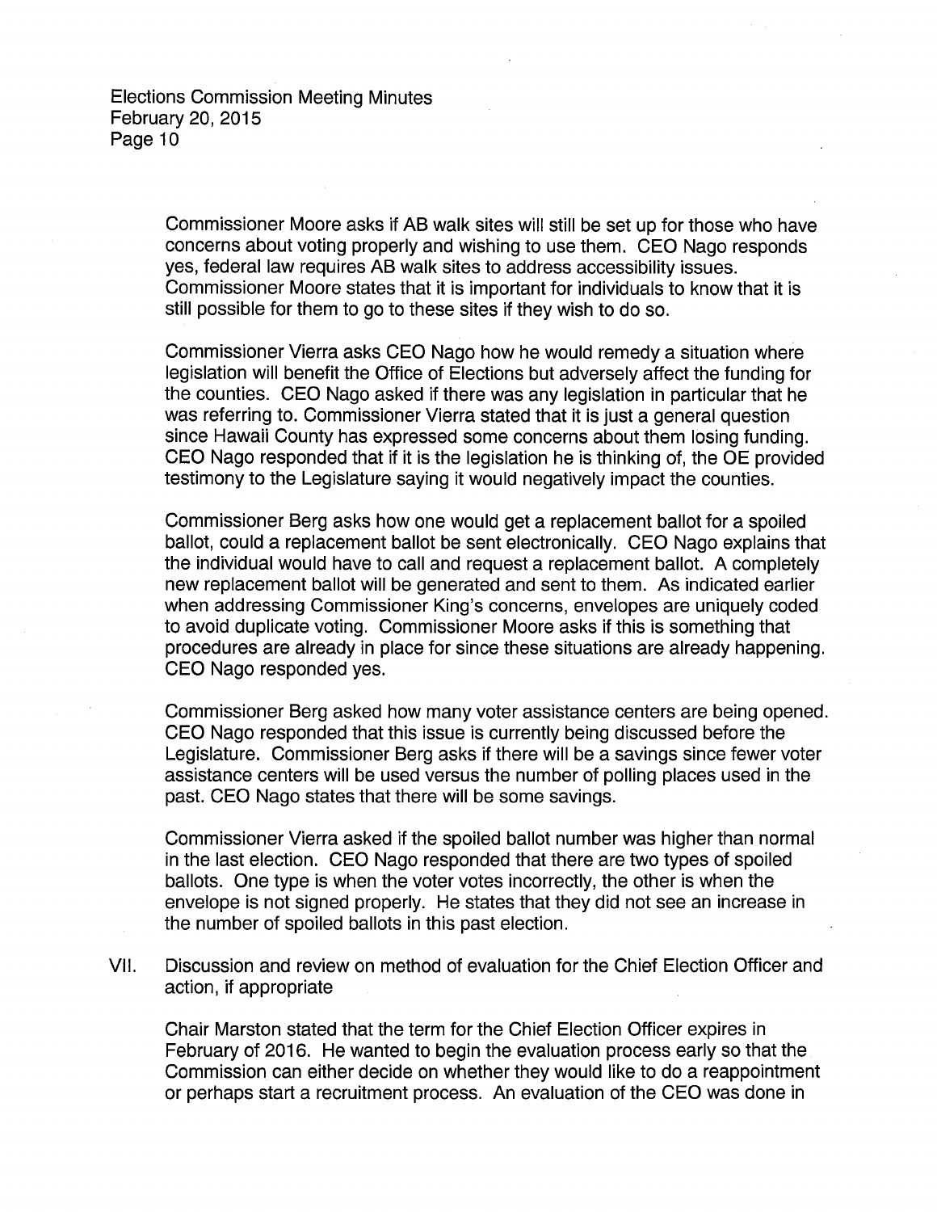Commissioner Moore asks if AB walk sites will still be set up for those who have concerns about voting properly and wishing to use them. CEO Nago responds yes, federal law requires AB walk sites to address accessibility issues. Commissioner Moore states that it is important for individuals to know that it is still possible for them to go to these sites if they wish to do so.

Commissioner Vierra asks CEO Nago how he would remedy a situation where legislation will benefit the Office of Elections but adversely affect the funding for the counties. CEO Nago asked if there was any legislation in particular that he was referring to. Commissioner Vierra stated that it is just a general question since Hawaii County has expressed some concerns about them losing funding. CEO Nago responded that if it is the legislation he is thinking of, the OE provided testimony to the Legislature saying it would negatively impact the counties.

Commissioner Berg asks how one would get a replacement ballot for a spoiled ballot, could a replacement ballot be sent electronically. CEO Nago explains that the individual would have to call and request a replacement ballot. A completely new replacement ballot will be generated and sent to them. As indicated earlier when addressing Commissioner King's concerns, envelopes are uniquely coded to avoid duplicate voting. Commissioner Moore asks if this is something that procedures are already in place for since these situations are already happening. CEO Nago responded yes.

Commissioner Berg asked how many voter assistance centers are being opened. CEO Nago responded that this issue is currently being discussed before the Legislature. Commissioner Berg asks if there will be a savings since fewer voter assistance centers will be used versus the number of polling places used in the past. CEO Nago states that there will be some savings.

Commissioner Vierra asked if the spoiled ballot number was higher than normal in the last election. CEO Nago responded that there are two types of spoiled ballots. One type is when the voter votes incorrectly, the other is when the envelope is not signed properly. He states that they did not see an increase in the number of spoiled ballots in this past election.

VII. Discussion and review on method of evaluation for the Chief Election Officer and action, if appropriate

Chair Marston stated that the term for the Chief Election Officer expires in February of 2016. He wanted to begin the evaluation process early so that the Commission can either decide on whether they would like to do a reappointment or perhaps start a recruitment process. An evaluation of the CEO was done in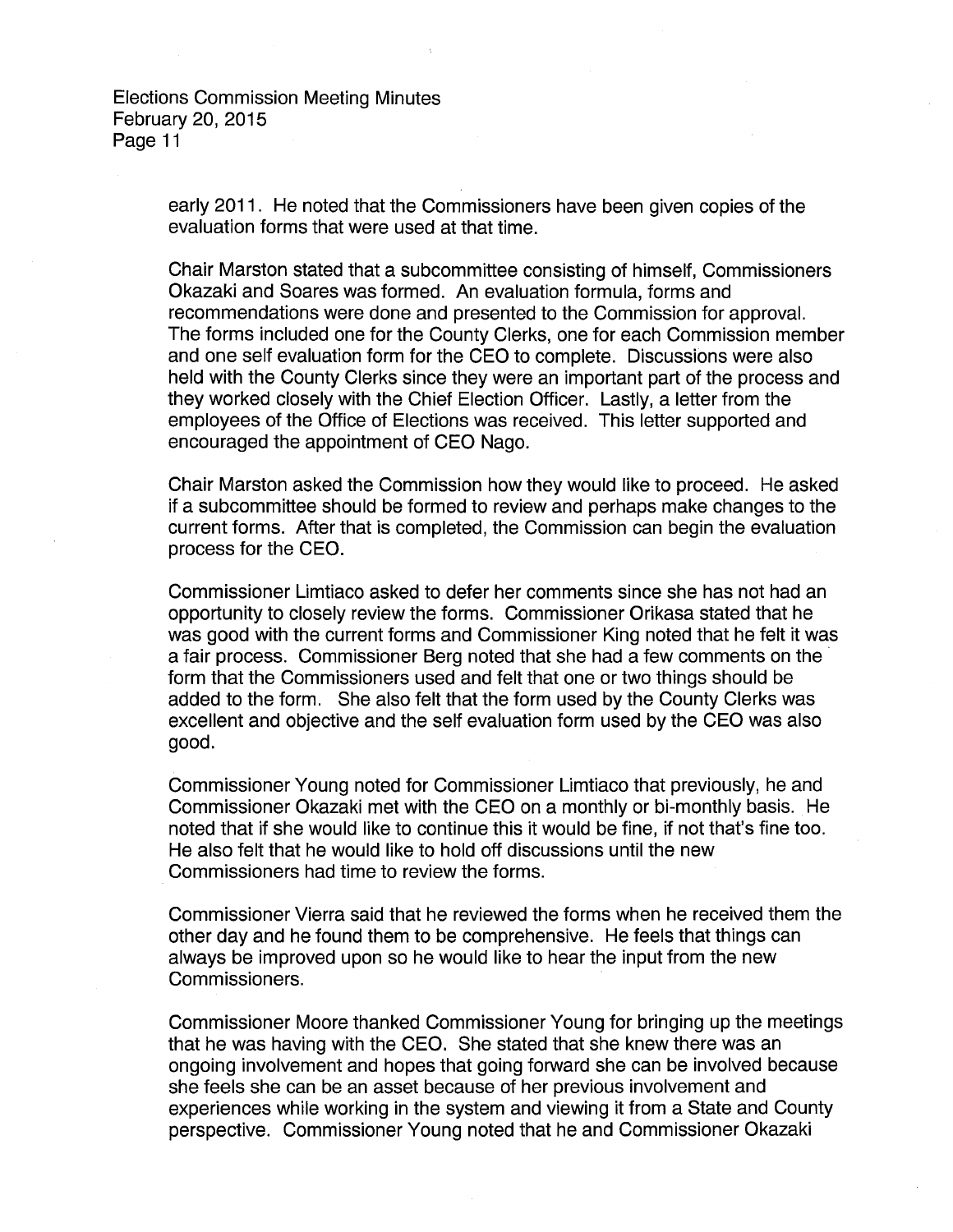early 2011. He noted that the Commissioners have been given copies of the evaluation forms that were used at that time.

Chair Marston stated that a subcommittee consisting of himself, Commissioners Okazaki and Soares was formed. An evaluation formula, forms and recommendations were done and presented to the Commission for approval. The forms included one for the County Clerks, one for each Commission member and one self evaluation form for the CEO to complete. Discussions were also held with the County Clerks since they were an important part of the process and they worked closely with the Chief Election Officer. Lastly, a letter from the employees of the Office of Elections was received. This letter supported and encouraged the appointment of CEO Nago.

Chair Marston asked the Commission how they would like to proceed. He asked if a subcommittee should be formed to review and perhaps make changes to the current forms. After that is completed, the Commission can begin the evaluation process for the CEO.

Commissioner Limtiaco asked to defer her comments since she has not had an opportunity to closely review the forms. Commissioner Orikasa stated that he was good with the current forms and Commissioner King noted that he felt it was a fair process. Commissioner Berg noted that she had a few comments on the form that the Commissioners used and felt that one or two things should be added to the form. She also felt that the form used by the County Clerks was excellent and objective and the self evaluation form used by the CEO was also good.

Commissioner Young noted for Commissioner Limtiaco that previously, he and Commissioner Okazaki met with the CEO on a monthly or bi-monthly basis. He noted that if she would like to continue this it would be fine, if not that's fine too. He also felt that he would like to hold off discussions until the new Commissioners had time to review the forms.

Commissioner Vierra said that he reviewed the forms when he received them the other day and he found them to be comprehensive. He feels that things can always be improved upon so he would like to hear the input from the new Commissioners.

Commissioner Moore thanked Commissioner Young for bringing up the meetings that he was having with the CEO. She stated that she knew there was an ongoing involvement and hopes that going forward she can be involved because she feels she can be an asset because of her previous involvement and experiences while working in the system and viewing it from a State and County perspective. Commissioner Young noted that he and Commissioner Okazaki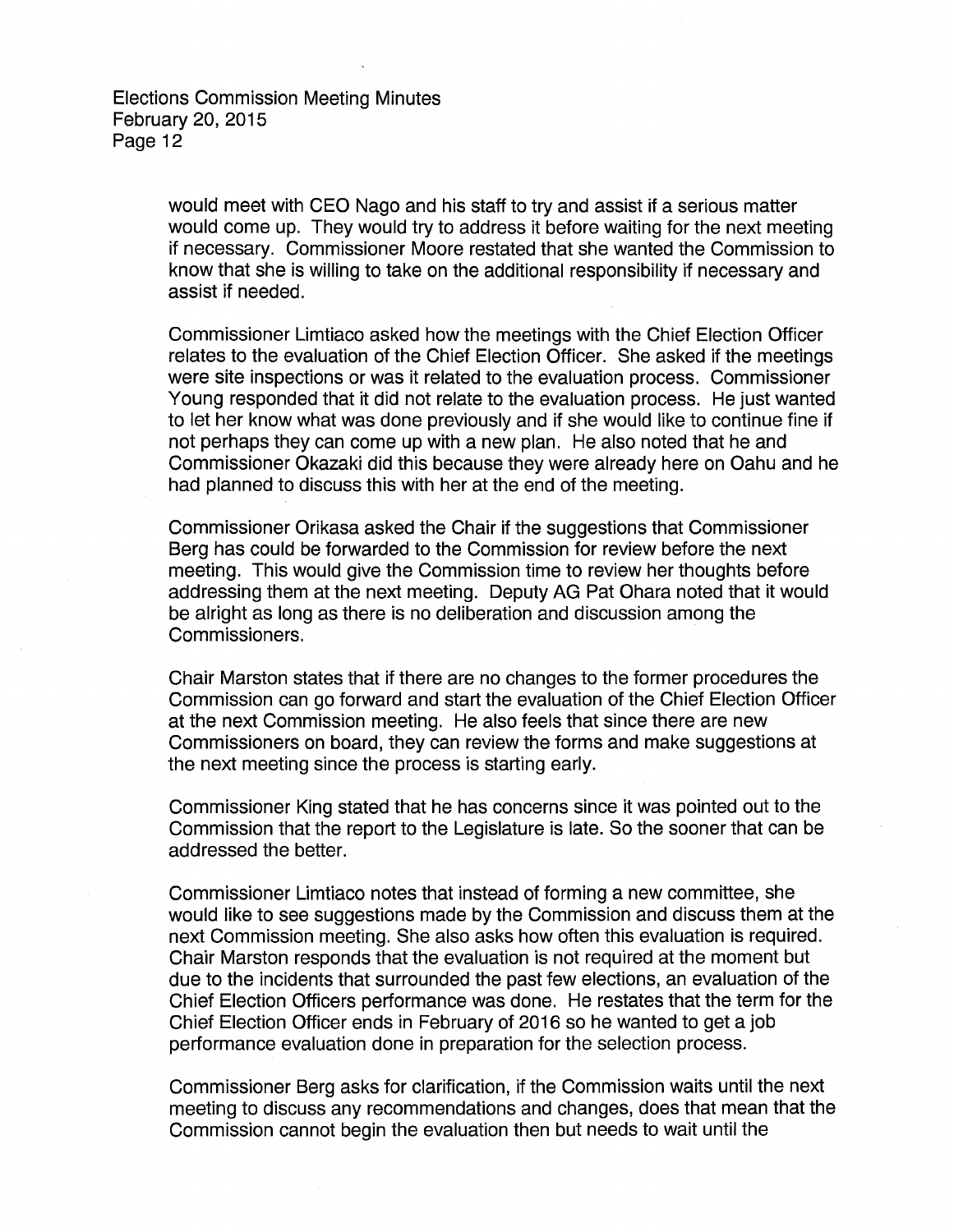would meet with CEO Nago and his staff to try and assist if a serious matter would come up. They would try to address it before waiting for the next meeting if necessary. Commissioner Moore restated that she wanted the Commission to know that she is willing to take on the additional responsibility if necessary and assist if needed.

Commissioner Limtiaco asked how the meetings with the Chief Election Officer relates to the evaluation of the Chief Election Officer. She asked if the meetings were site inspections or was it related to the evaluation process. Commissioner Young responded that it did not relate to the evaluation process. He just wanted to let her know what was done previously and if she would like to continue fine if not perhaps they can come up with a new plan. He also noted that he and Commissioner Okazaki did this because they were already here on Oahu and he had planned to discuss this with her at the end of the meeting.

Commissioner Orikasa asked the Chair if the suggestions that Commissioner Berg has could be forwarded to the Commission for review before the next meeting. This would give the Commission time to review her thoughts before addressing them at the next meeting. Deputy AG Pat Ohara noted that it would be alright as long as there is no deliberation and discussion among the Commissioners.

Chair Marston states that if there are no changes to the former procedures the Commission can go forward and start the evaluation of the Chief Election Officer at the next Commission meeting. He also feels that since there are new Commissioners on board, they can review the forms and make suggestions at the next meeting since the process is starting early.

Commissioner King stated that he has concerns since it was pointed out to the Commission that the report to the Legislature is late. So the sooner that can be addressed the better.

Commissioner Limtiaco notes that instead of forming a new committee, she would like to see suggestions made by the Commission and discuss them at the next Commission meeting. She also asks how often this evaluation is required. Chair Marston responds that the evaluation is not required at the moment but due to the incidents that surrounded the past few elections, an evaluation of the Chief Election Officers performance was done. He restates that the term for the Chief Election Officer ends in February of 2016 so he wanted to get a job performance evaluation done in preparation for the selection process.

Commissioner Berg asks for clarification, if the Commission waits until the next meeting to discuss any recommendations and changes, does that mean that the Commission cannot begin the evaluation then but needs to wait until the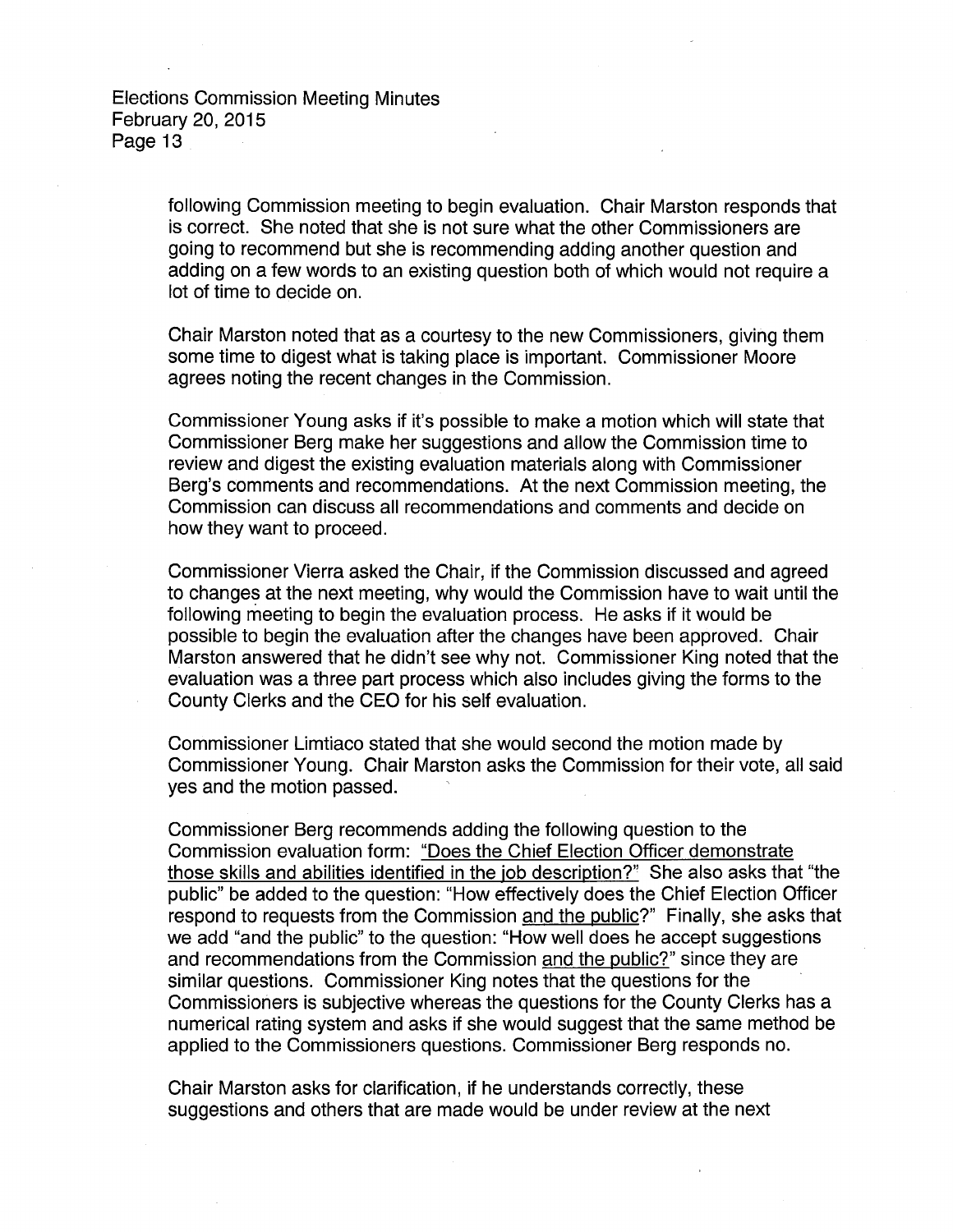following Commission meeting to begin evaluation. Chair Marston responds that is correct. She noted that she is not sure what the other Commissioners are going to recommend but she is recommending adding another question and adding on a few words to an existing question both of which would not require a lot of time to decide on.

Chair Marston noted that as a courtesy to the new Commissioners, giving them some time to digest what is taking place is important. Commissioner Moore agrees noting the recent changes in the Commission.

Commissioner Young asks if it's possible to make a motion which will state that Commissioner Berg make her suggestions and allow the Commission time to review and digest the existing evaluation materials along with Commissioner Berg's comments and recommendations. At the next Commission meeting, the Commission can discuss all recommendations and comments and decide on how they want to proceed.

Commissioner Vierra asked the Chair, if the Commission discussed and agreed to changes at the next meeting, why would the Commission have to wait until the following meeting to begin the evaluation process. He asks if it would be possible to begin the evaluation after the changes have been approved. Chair Marston answered that he didn't see why not. Commissioner King noted that the evaluation was a three part process which also includes giving the forms to the County Clerks and the CEO for his self evaluation.

Commissioner Limtiaco stated that she would second the motion made by Commissioner Young. Chair Marston asks the Commission for their vote, all said yes and the motion passed.

Commissioner Berg recommends adding the following question to the Commission evaluation form: <u>"Does the Chief Election Officer demonstrate those skills and abilities identified in the job description?"</u> She also asks that "the public" be added to the question: "How effectively does the Chief Election Officer respond to requests from the Commission <u>and the public</u>?" Finally, she asks that we add "and the public" to the question: "How well does he accept suggestions and recommendations from the Commission <u>and the public?</u>" since they are similar questions. Commissioner King notes that the questions for the Commissioners is subjective whereas the questions for the County Clerks has a numerical rating system and asks if she would suggest that the same method be applied to the Commissioners questions. Commissioner Berg responds no.

Chair Marston asks for clarification, if he understands correctly, these suggestions and others that are made would be under review at the next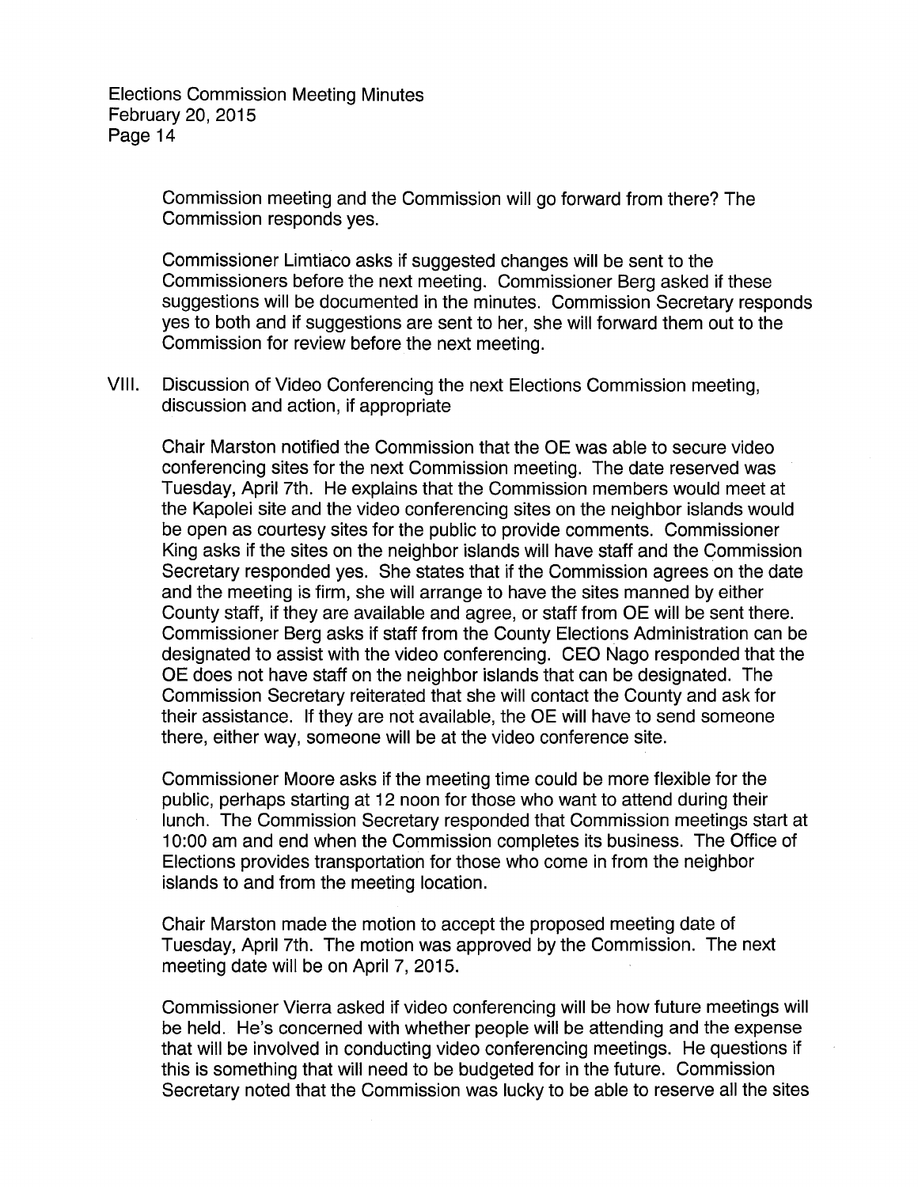Commission meeting and the Commission will go forward from there? The Commission responds yes.

Commissioner Limtiaco asks if suggested changes will be sent to the Commissioners before the next meeting. Commissioner Berg asked if these suggestions will be documented in the minutes. Commission Secretary responds yes to both and if suggestions are sent to her, she will forward them out to the Commission for review before the next meeting.

VIII. Discussion of Video Conferencing the next Elections Commission meeting, discussion and action, if appropriate

Chair Marston notified the Commission that the OE was able to secure video conferencing sites for the next Commission meeting. The date reserved was Tuesday, April 7th. He explains that the Commission members would meet at the Kapolei site and the video conferencing sites on the neighbor islands would be open as courtesy sites for the public to provide comments. Commissioner King asks if the sites on the neighbor islands will have staff and the Commission Secretary responded yes. She states that if the Commission agrees on the date and the meeting is firm, she will arrange to have the sites manned by either County staff, if they are available and agree, or staff from OE will be sent there. Commissioner Berg asks if staff from the County Elections Administration can be designated to assist with the video conferencing. CEO Nago responded that the OE does not have staff on the neighbor islands that can be designated. The Commission Secretary reiterated that she will contact the County and ask for their assistance. If they are not available, the OE will have to send someone there, either way, someone will be at the video conference site.

Commissioner Moore asks if the meeting time could be more flexible for the public, perhaps starting at 12 noon for those who want to attend during their lunch. The Commission Secretary responded that Commission meetings start at 10:00 am and end when the Commission completes its business. The Office of Elections provides transportation for those who come in from the neighbor islands to and from the meeting location.

Chair Marston made the motion to accept the proposed meeting date of Tuesday, April 7th. The motion was approved by the Commission. The next meeting date will be on April 7, 2015.

Commissioner Vierra asked if video conferencing will be how future meetings will be held. He's concerned with whether people will be attending and the expense that will be involved in conducting video conferencing meetings. He questions if this is something that will need to be budgeted for in the future. Commission Secretary noted that the Commission was lucky to be able to reserve all the sites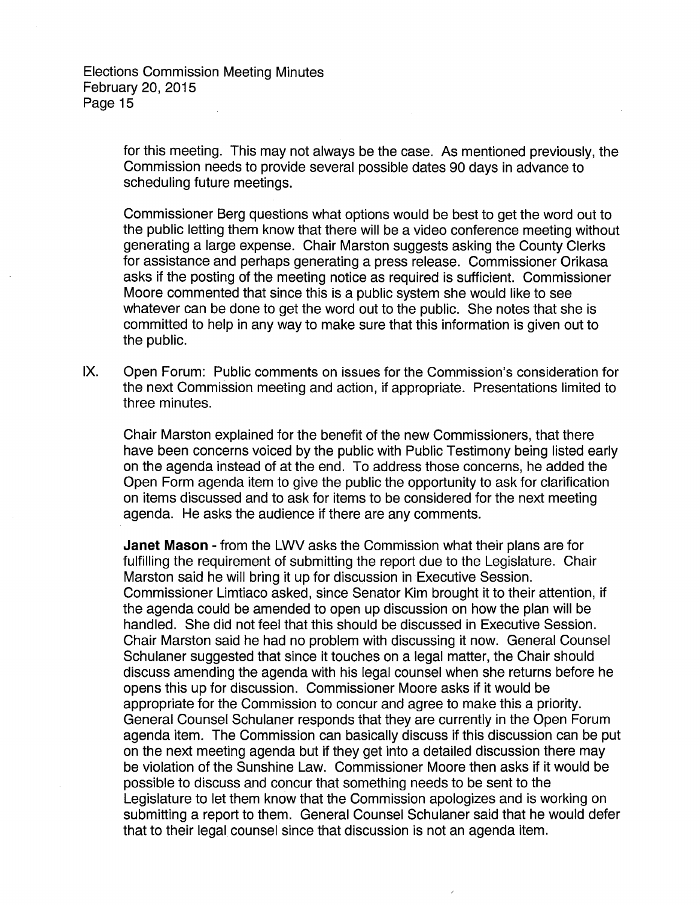for this meeting. This may not always be the case. As mentioned previously, the Commission needs to provide several possible dates 90 days in advance to scheduling future meetings.

Commissioner Berg questions what options would be best to get the word out to the public letting them know that there will be a video conference meeting without generating a large expense. Chair Marston suggests asking the County Clerks for assistance and perhaps generating a press release. Commissioner Orikasa asks if the posting of the meeting notice as required is sufficient. Commissioner Moore commented that since this is a public system she would like to see whatever can be done to get the word out to the public. She notes that she is committed to help in any way to make sure that this information is given out to the public.

IX. Open Forum: Public comments on issues for the Commission's consideration for the next Commission meeting and action, if appropriate. Presentations limited to three minutes.

Chair Marston explained for the benefit of the new Commissioners, that there have been concerns voiced by the public with Public Testimony being listed early on the agenda instead of at the end. To address those concerns, he added the Open Form agenda item to give the public the opportunity to ask for clarification on items discussed and to ask for items to be considered for the next meeting agenda. He asks the audience if there are any comments.

**Janet Mason** - from the LWV asks the Commission what their plans are for fulfilling the requirement of submitting the report due to the Legislature. Chair Marston said he will bring it up for discussion in Executive Session. Commissioner Limtiaco asked, since Senator Kim brought it to their attention, if the agenda could be amended to open up discussion on how the plan will be handled. She did not feel that this should be discussed in Executive Session. Chair Marston said he had no problem with discussing it now. General Counsel Schulaner suggested that since it touches on a legal matter, the Chair should discuss amending the agenda with his legal counsel when she returns before he opens this up for discussion. Commissioner Moore asks if it would be appropriate for the Commission to concur and agree to make this a priority. General Counsel Schulaner responds that they are currently in the Open Forum agenda item. The Commission can basically discuss if this discussion can be put on the next meeting agenda but if they get into a detailed discussion there may be violation of the Sunshine Law. Commissioner Moore then asks if it would be possible to discuss and concur that something needs to be sent to the Legislature to let them know that the Commission apologizes and is working on submitting a report to them. General Counsel Schulaner said that he would defer that to their legal counsel since that discussion is not an agenda item.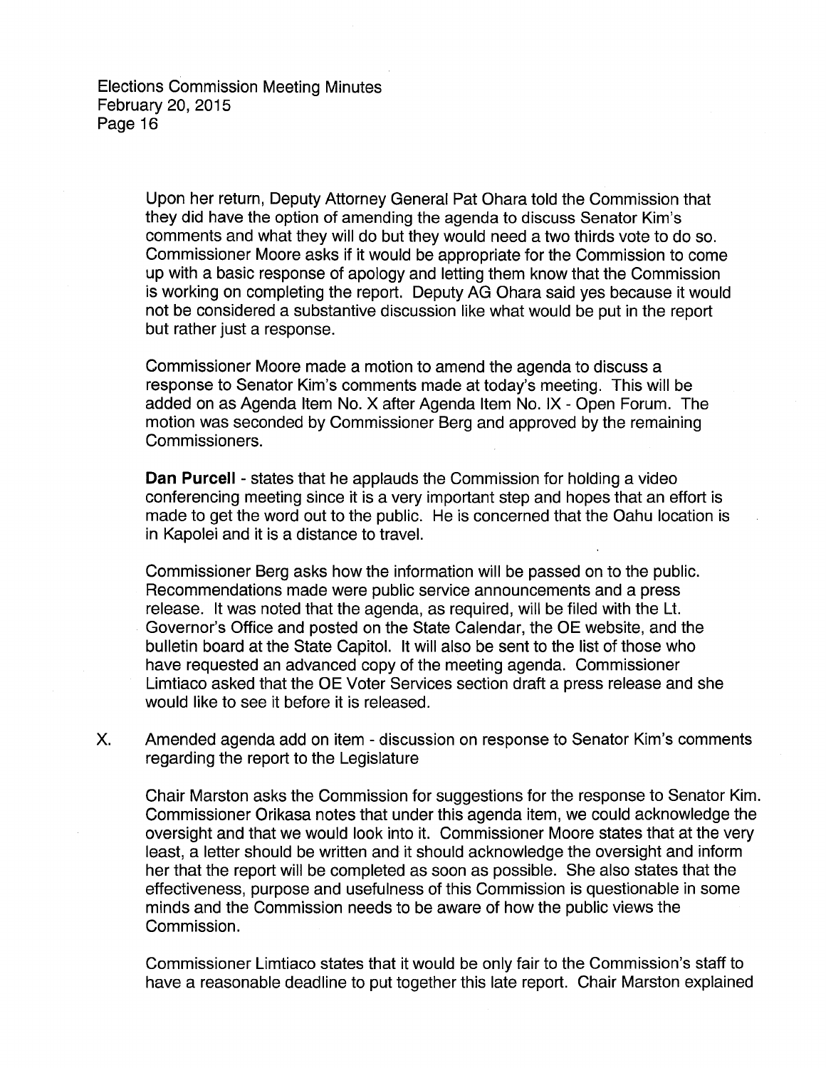Upon her return, Deputy Attorney General Pat Ohara told the Commission that they did have the option of amending the agenda to discuss Senator Kim's comments and what they will do but they would need a two thirds vote to do so. Commissioner Moore asks if it would be appropriate for the Commission to come up with a basic response of apology and letting them know that the Commission is working on completing the report. Deputy AG Ohara said yes because it would not be considered a substantive discussion like what would be put in the report but rather just a response.

Commissioner Moore made a motion to amend the agenda to discuss a response to Senator Kim's comments made at today's meeting. This will be added on as Agenda Item No. X after Agenda Item No. IX - Open Forum. The motion was seconded by Commissioner Berg and approved by the remaining Commissioners.

**Dan Purcell** - states that he applauds the Commission for holding a video conferencing meeting since it is a very important step and hopes that an effort is made to get the word out to the public. He is concerned that the Oahu location is in Kapolei and it is a distance to travel.

Commissioner Berg asks how the information will be passed on to the public. Recommendations made were public service announcements and a press release. It was noted that the agenda, as required, will be filed with the Lt. Governor's Office and posted on the State Calendar, the OE website, and the bulletin board at the State Capitol. It will also be sent to the list of those who have requested an advanced copy of the meeting agenda. Commissioner Limtiaco asked that the OE Voter Services section draft a press release and she would like to see it before it is released.

X. Amended agenda add on item - discussion on response to Senator Kim's comments regarding the report to the Legislature

Chair Marston asks the Commission for suggestions for the response to Senator Kim. Commissioner Orikasa notes that under this agenda item, we could acknowledge the oversight and that we would look into it. Commissioner Moore states that at the very least, a letter should be written and it should acknowledge the oversight and inform her that the report will be completed as soon as possible. She also states that the effectiveness, purpose and usefulness of this Commission is questionable in some minds and the Commission needs to be aware of how the public views the Commission.

Commissioner Limtiaco states that it would be only fair to the Commission's staff to have a reasonable deadline to put together this late report. Chair Marston explained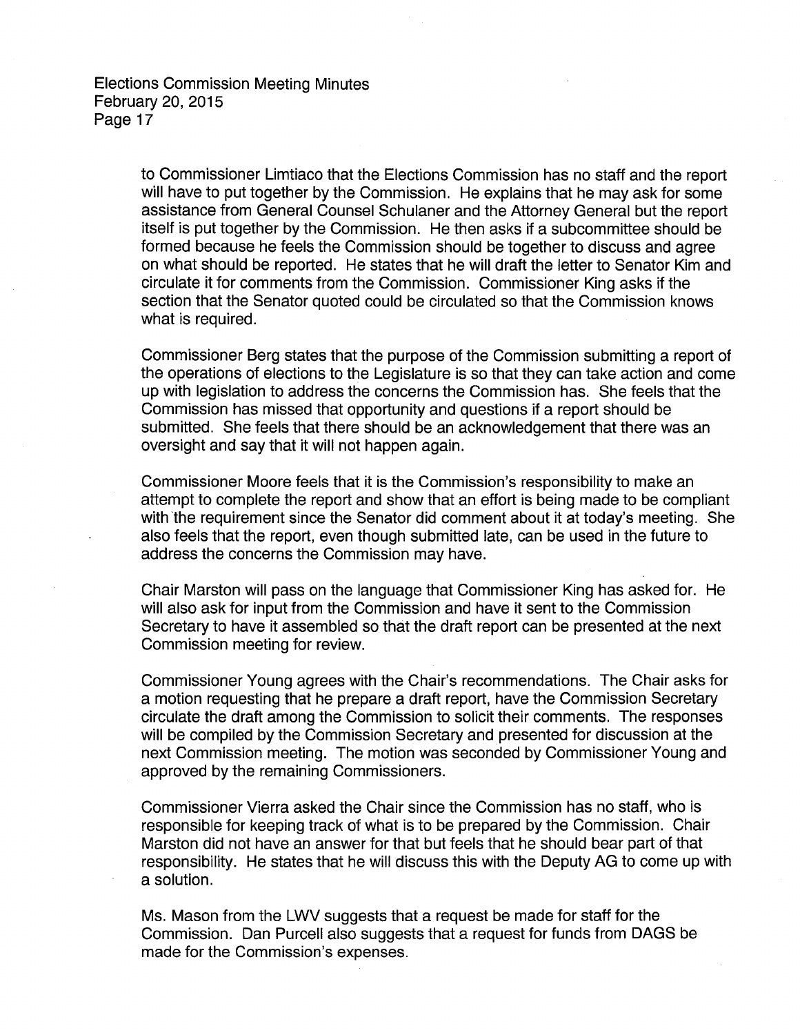to Commissioner Limtiaco that the Elections Commission has no staff and the report will have to put together by the Commission. He explains that he may ask for some assistance from General Counsel Schulaner and the Attorney General but the report itself is put together by the Commission. He then asks if a subcommittee should be formed because he feels the Commission should be together to discuss and agree on what should be reported. He states that he will draft the letter to Senator Kim and circulate it for comments from the Commission. Commissioner King asks if the section that the Senator quoted could be circulated so that the Commission knows what is required.

Commissioner Berg states that the purpose of the Commission submitting a report of the operations of elections to the Legislature is so that they can take action and come up with legislation to address the concerns the Commission has. She feels that the Commission has missed that opportunity and questions if a report should be submitted. She feels that there should be an acknowledgement that there was an oversight and say that it will not happen again.

Commissioner Moore feels that it is the Commission's responsibility to make an attempt to complete the report and show that an effort is being made to be compliant with the requirement since the Senator did comment about it at today's meeting. She also feels that the report, even though submitted late, can be used in the future to address the concerns the Commission may have.

Chair Marston will pass on the language that Commissioner King has asked for. He will also ask for input from the Commission and have it sent to the Commission Secretary to have it assembled so that the draft report can be presented at the next Commission meeting for review.

Commissioner Young agrees with the Chair's recommendations. The Chair asks for a motion requesting that he prepare a draft report, have the Commission Secretary circulate the draft among the Commission to solicit their comments. The responses will be compiled by the Commission Secretary and presented for discussion at the next Commission meeting. The motion was seconded by Commissioner Young and approved by the remaining Commissioners.

Commissioner Vierra asked the Chair since the Commission has no staff, who is responsible for keeping track of what is to be prepared by the Commission. Chair Marston did not have an answer for that but feels that he should bear part of that responsibility. He states that he will discuss this with the Deputy AG to come up with a solution.

Ms. Mason from the LWV suggests that a request be made for staff for the Commission. Dan Purcell also suggests that a request for funds from DAGS be made for the Commission's expenses.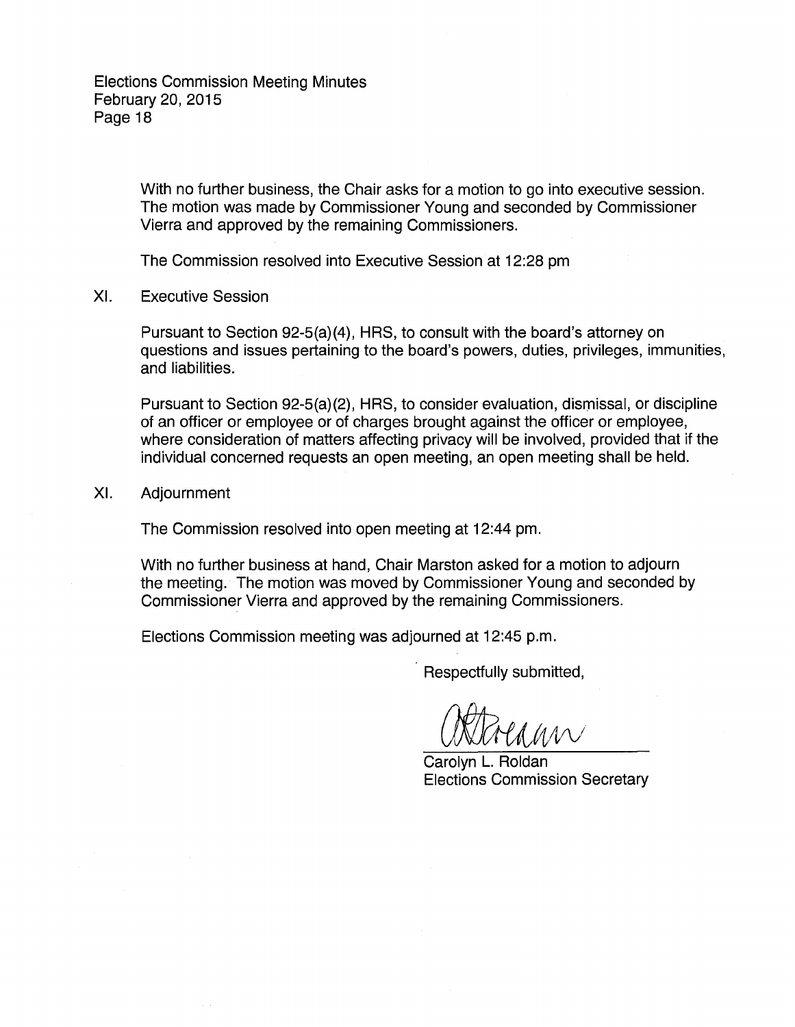With no further business, the Chair asks for a motion to go into executive session. The motion was made by Commissioner Young and seconded by Commissioner Vierra and approved by the remaining Commissioners.

The Commission resolved into Executive Session at 12:28 pm

## XI. Executive Session

Pursuant to Section 92-5(a)(4), HRS, to consult with the board's attorney on questions and issues pertaining to the board's powers, duties, privileges, immunities, and liabilities.

Pursuant to Section 92-5(a)(2), HRS, to consider evaluation, dismissal, or discipline of an officer or employee or of charges brought against the officer or employee, where consideration of matters affecting privacy will be involved, provided that if the individual concerned requests an open meeting, an open meeting shall be held.

## XI. Adjournment

The Commission resolved into open meeting at 12:44 pm.

With no further business at hand, Chair Marston asked for a motion to adjourn the meeting. The motion was moved by Commissioner Young and seconded by Commissioner Vierra and approved by the remaining Commissioners.

Elections Commission meeting was adjourned at 12:45 p.m.

Respectfully submitted,

Carolyn L. Roldan
Elections Commission Secretary